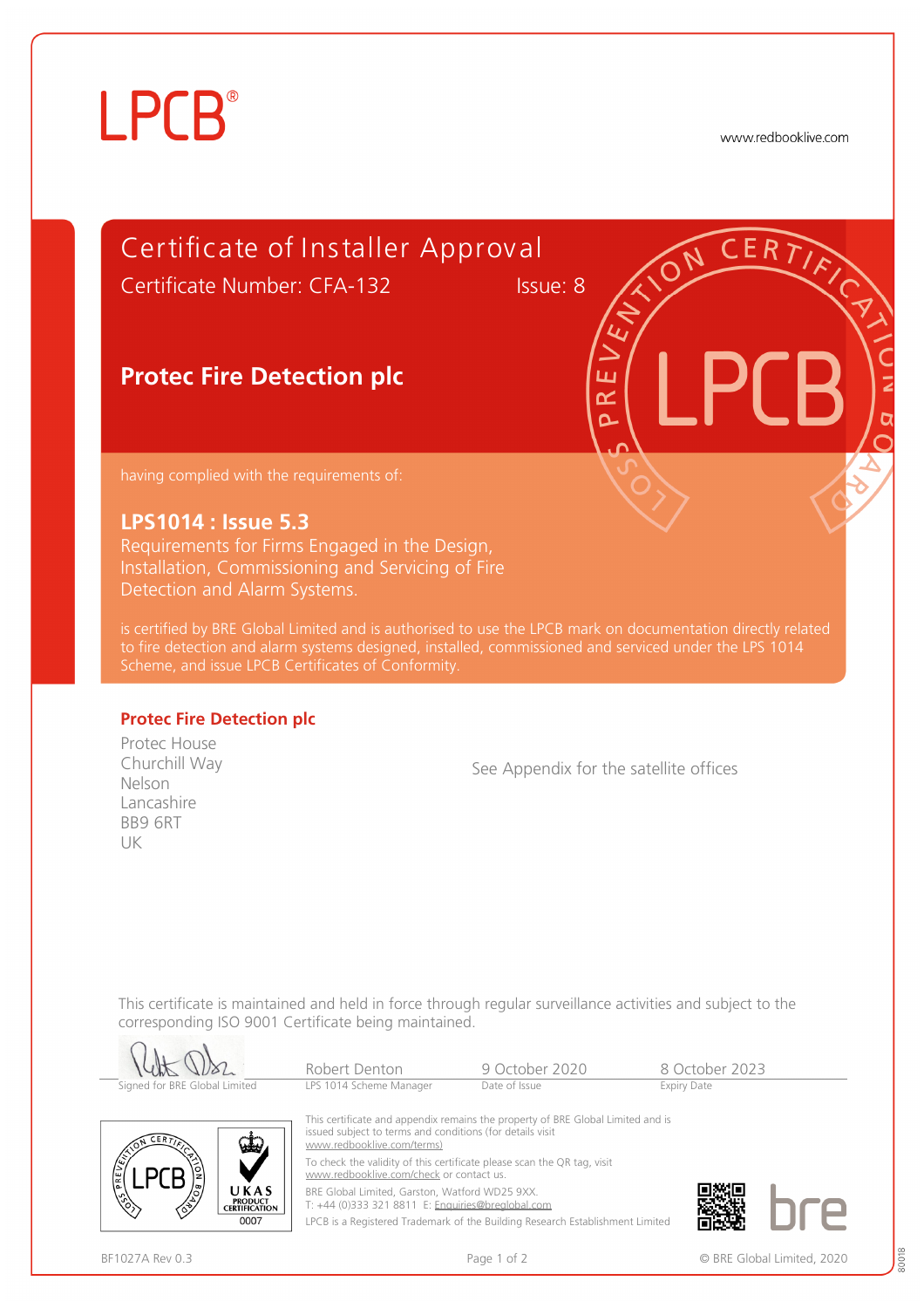LPCB®

www.redbooklive.com

# Certificate of Installer Approval

Certificate Number: CFA-132 Issue: 8

## Protec Fire Detection plc

having complied with the requirements of:

**LPS1014 : Issue 5.3**

Requirements for Firms Engaged in the Design, Installation, Commissioning and Servicing of Fire Detection and Alarm Systems.

is certified by BRE Global Limited and is authorised to use the LPCB mark on documentation directly related to fire detection and alarm systems designed, installed, commissioned and serviced under the LPS 1014 Scheme, and issue LPCB Certificates of Conformity.

**Protec Fire Detection plc**

Protec House
Churchill Way
Nelson
Lancashire
BB9 6RT
UK

See Appendix for the satellite offices

This certificate is maintained and held in force through regular surveillance activities and subject to the corresponding ISO 9001 Certificate being maintained.

| Signed for BRE Global Limited | Robert Denton<br>LPS 1014 Scheme Manager | 9 October 2020<br>Date of Issue | 8 October 2023<br>Expiry Date |
|---|---|---|---|

This certificate and appendix remains the property of BRE Global Limited and is issued subject to terms and conditions (for details visit www.redbooklive.com/terms)

To check the validity of this certificate please scan the QR tag, visit www.redbooklive.com/check or contact us.

BRE Global Limited, Garston, Watford WD25 9XX.
T: +44 (0)333 321 8811 E: Enquiries@breglobal.com

LPCB is a Registered Trademark of the Building Research Establishment Limited

UKAS PRODUCT CERTIFICATION 0007

BF1027A Rev 0.3

© BRE Global Limited, 2020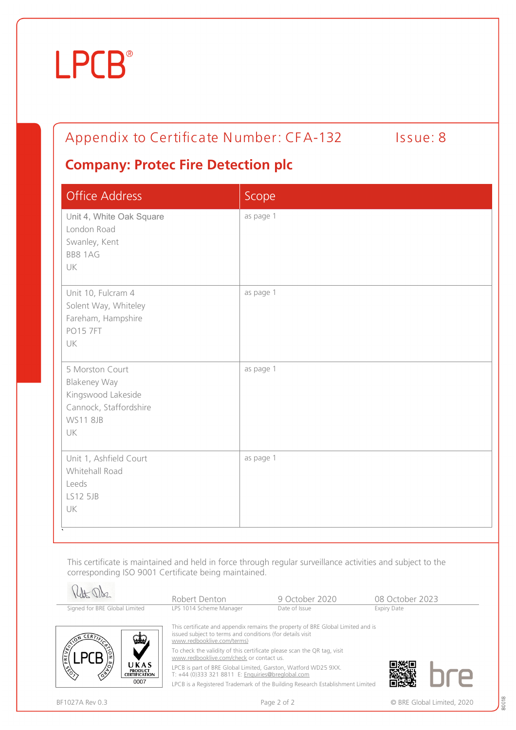# LPCB®

## Appendix to Certificate Number: CFA-132 Issue: 8

## Company: Protec Fire Detection plc

| Office Address | Scope |
|---|---|
| Unit 4, White Oak Square<br>London Road<br>Swanley, Kent<br>BB8 1AG<br>UK | as page 1 |
| Unit 10, Fulcram 4<br>Solent Way, Whiteley<br>Fareham, Hampshire<br>PO15 7FT<br>UK | as page 1 |
| 5 Morston Court<br>Blakeney Way<br>Kingswood Lakeside<br>Cannock, Staffordshire<br>WS11 8JB<br>UK | as page 1 |
| Unit 1, Ashfield Court<br>Whitehall Road<br>Leeds<br>LS12 5JB<br>UK | as page 1 |

This certificate is maintained and held in force through regular surveillance activities and subject to the corresponding ISO 9001 Certificate being maintained.

| Signed for BRE Global Limited | Robert Denton<br>LPS 1014 Scheme Manager | 9 October 2020<br>Date of Issue | 08 October 2023<br>Expiry Date |
|---|---|---|---|

This certificate and appendix remains the property of BRE Global Limited and is issued subject to terms and conditions (for details visit www.redbooklive.com/terms)

To check the validity of this certificate please scan the QR tag, visit www.redbooklive.com/check or contact us.

LPCB is part of BRE Global Limited, Garston, Watford WD25 9XX.
T: +44 (0)333 321 8811 E: Enquiries@breglobal.com

LPCB is a Registered Trademark of the Building Research Establishment Limited

UKAS PRODUCT CERTIFICATION 0007

BF1027A Rev 0.3

© BRE Global Limited, 2020